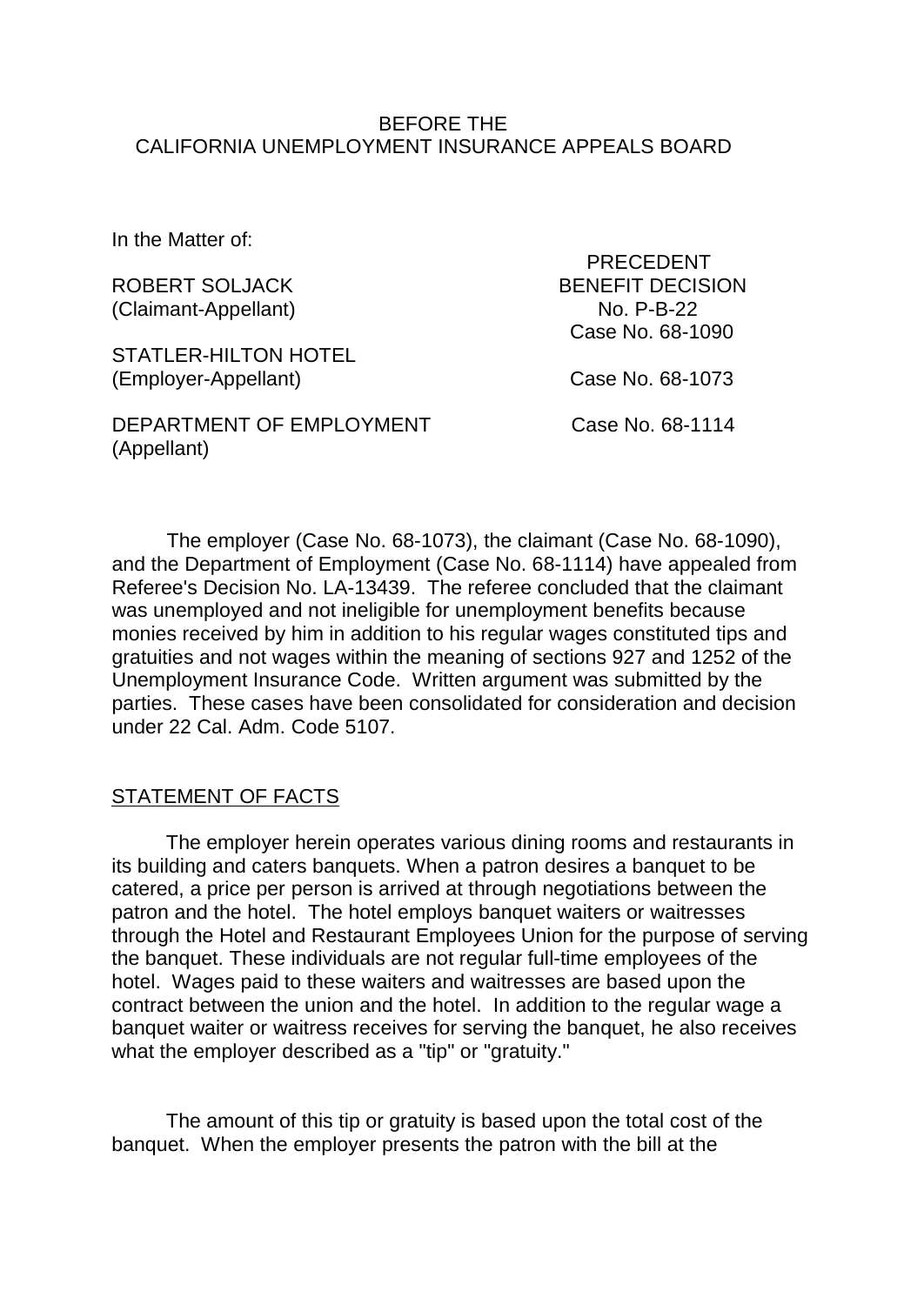BEFORE THE
CALIFORNIA UNEMPLOYMENT INSURANCE APPEALS BOARD

In the Matter of:

| | |
|---|---|
| ROBERT SOLJACK (Claimant-Appellant) | PRECEDENT BENEFIT DECISION No. P-B-22 Case No. 68-1090 |
| STATLER-HILTON HOTEL (Employer-Appellant) | Case No. 68-1073 |
| DEPARTMENT OF EMPLOYMENT (Appellant) | Case No. 68-1114 |

The employer (Case No. 68-1073), the claimant (Case No. 68-1090), and the Department of Employment (Case No. 68-1114) have appealed from Referee's Decision No. LA-13439. The referee concluded that the claimant was unemployed and not ineligible for unemployment benefits because monies received by him in addition to his regular wages constituted tips and gratuities and not wages within the meaning of sections 927 and 1252 of the Unemployment Insurance Code. Written argument was submitted by the parties. These cases have been consolidated for consideration and decision under 22 Cal. Adm. Code 5107.

## STATEMENT OF FACTS

The employer herein operates various dining rooms and restaurants in its building and caters banquets. When a patron desires a banquet to be catered, a price per person is arrived at through negotiations between the patron and the hotel. The hotel employs banquet waiters or waitresses through the Hotel and Restaurant Employees Union for the purpose of serving the banquet. These individuals are not regular full-time employees of the hotel. Wages paid to these waiters and waitresses are based upon the contract between the union and the hotel. In addition to the regular wage a banquet waiter or waitress receives for serving the banquet, he also receives what the employer described as a "tip" or "gratuity."

The amount of this tip or gratuity is based upon the total cost of the banquet. When the employer presents the patron with the bill at the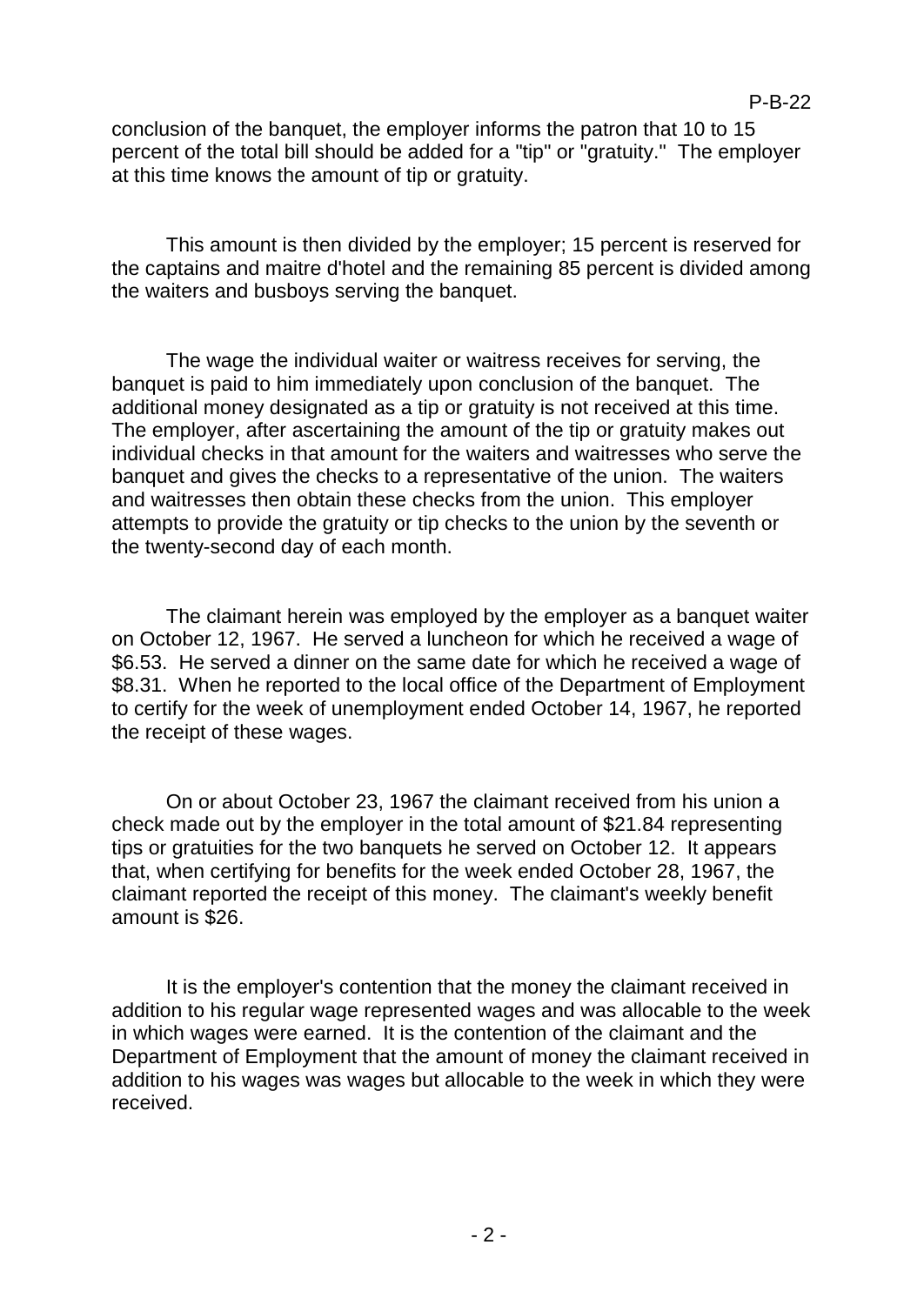conclusion of the banquet, the employer informs the patron that 10 to 15 percent of the total bill should be added for a "tip" or "gratuity." The employer at this time knows the amount of tip or gratuity.

This amount is then divided by the employer; 15 percent is reserved for the captains and maitre d'hotel and the remaining 85 percent is divided among the waiters and busboys serving the banquet.

The wage the individual waiter or waitress receives for serving, the banquet is paid to him immediately upon conclusion of the banquet. The additional money designated as a tip or gratuity is not received at this time. The employer, after ascertaining the amount of the tip or gratuity makes out individual checks in that amount for the waiters and waitresses who serve the banquet and gives the checks to a representative of the union. The waiters and waitresses then obtain these checks from the union. This employer attempts to provide the gratuity or tip checks to the union by the seventh or the twenty-second day of each month.

The claimant herein was employed by the employer as a banquet waiter on October 12, 1967. He served a luncheon for which he received a wage of $6.53. He served a dinner on the same date for which he received a wage of $8.31. When he reported to the local office of the Department of Employment to certify for the week of unemployment ended October 14, 1967, he reported the receipt of these wages.

On or about October 23, 1967 the claimant received from his union a check made out by the employer in the total amount of $21.84 representing tips or gratuities for the two banquets he served on October 12. It appears that, when certifying for benefits for the week ended October 28, 1967, the claimant reported the receipt of this money. The claimant's weekly benefit amount is $26.

It is the employer's contention that the money the claimant received in addition to his regular wage represented wages and was allocable to the week in which wages were earned. It is the contention of the claimant and the Department of Employment that the amount of money the claimant received in addition to his wages was wages but allocable to the week in which they were received.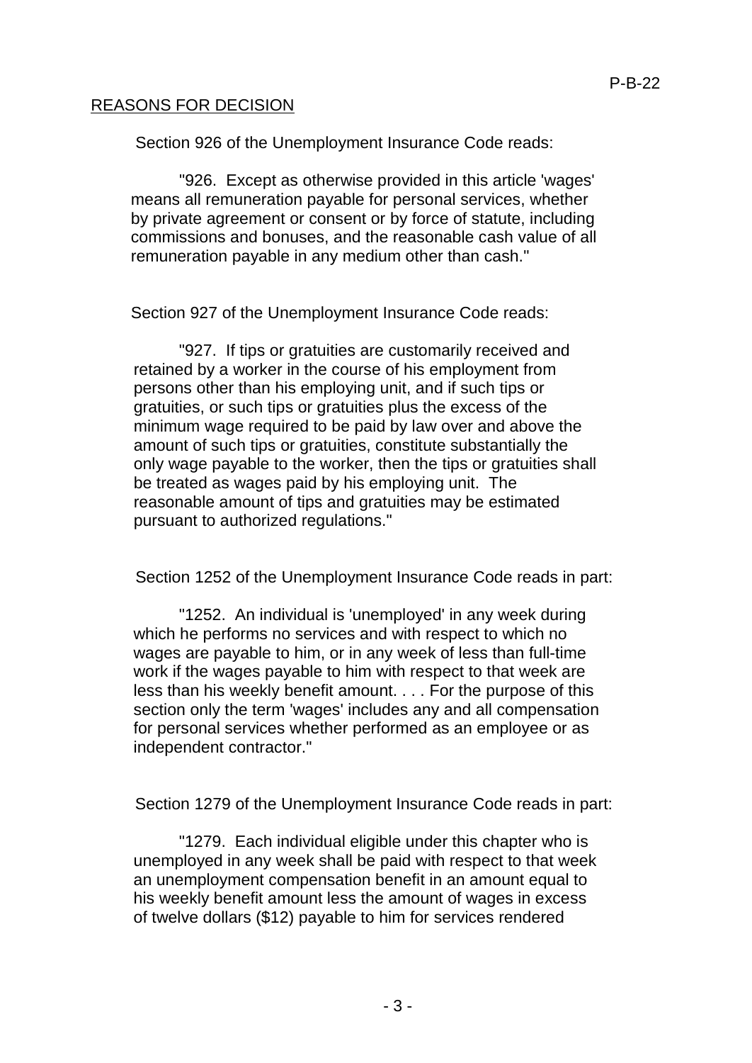## REASONS FOR DECISION

Section 926 of the Unemployment Insurance Code reads:

> "926. Except as otherwise provided in this article 'wages' means all remuneration payable for personal services, whether by private agreement or consent or by force of statute, including commissions and bonuses, and the reasonable cash value of all remuneration payable in any medium other than cash."

Section 927 of the Unemployment Insurance Code reads:

> "927. If tips or gratuities are customarily received and retained by a worker in the course of his employment from persons other than his employing unit, and if such tips or gratuities, or such tips or gratuities plus the excess of the minimum wage required to be paid by law over and above the amount of such tips or gratuities, constitute substantially the only wage payable to the worker, then the tips or gratuities shall be treated as wages paid by his employing unit. The reasonable amount of tips and gratuities may be estimated pursuant to authorized regulations."

Section 1252 of the Unemployment Insurance Code reads in part:

> "1252. An individual is 'unemployed' in any week during which he performs no services and with respect to which no wages are payable to him, or in any week of less than full-time work if the wages payable to him with respect to that week are less than his weekly benefit amount. . . . For the purpose of this section only the term 'wages' includes any and all compensation for personal services whether performed as an employee or as independent contractor."

Section 1279 of the Unemployment Insurance Code reads in part:

> "1279. Each individual eligible under this chapter who is unemployed in any week shall be paid with respect to that week an unemployment compensation benefit in an amount equal to his weekly benefit amount less the amount of wages in excess of twelve dollars ($12) payable to him for services rendered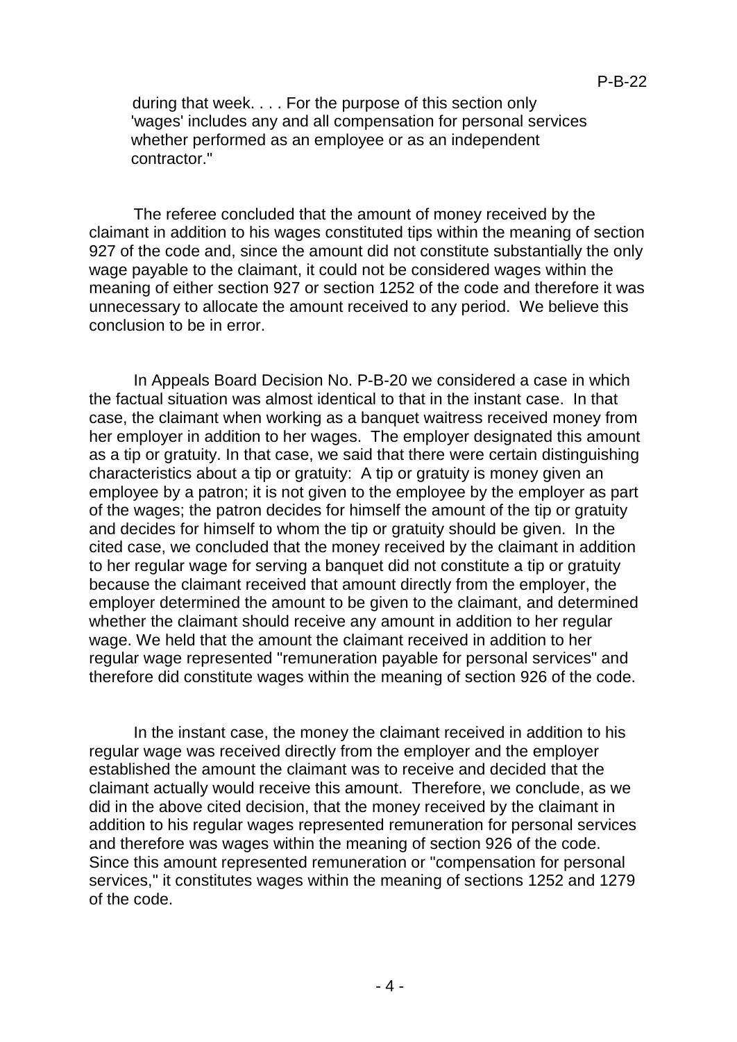> during that week. . . . For the purpose of this section only 'wages' includes any and all compensation for personal services whether performed as an employee or as an independent contractor."

The referee concluded that the amount of money received by the claimant in addition to his wages constituted tips within the meaning of section 927 of the code and, since the amount did not constitute substantially the only wage payable to the claimant, it could not be considered wages within the meaning of either section 927 or section 1252 of the code and therefore it was unnecessary to allocate the amount received to any period. We believe this conclusion to be in error.

In Appeals Board Decision No. P-B-20 we considered a case in which the factual situation was almost identical to that in the instant case. In that case, the claimant when working as a banquet waitress received money from her employer in addition to her wages. The employer designated this amount as a tip or gratuity. In that case, we said that there were certain distinguishing characteristics about a tip or gratuity: A tip or gratuity is money given an employee by a patron; it is not given to the employee by the employer as part of the wages; the patron decides for himself the amount of the tip or gratuity and decides for himself to whom the tip or gratuity should be given. In the cited case, we concluded that the money received by the claimant in addition to her regular wage for serving a banquet did not constitute a tip or gratuity because the claimant received that amount directly from the employer, the employer determined the amount to be given to the claimant, and determined whether the claimant should receive any amount in addition to her regular wage. We held that the amount the claimant received in addition to her regular wage represented "remuneration payable for personal services" and therefore did constitute wages within the meaning of section 926 of the code.

In the instant case, the money the claimant received in addition to his regular wage was received directly from the employer and the employer established the amount the claimant was to receive and decided that the claimant actually would receive this amount. Therefore, we conclude, as we did in the above cited decision, that the money received by the claimant in addition to his regular wages represented remuneration for personal services and therefore was wages within the meaning of section 926 of the code. Since this amount represented remuneration or "compensation for personal services," it constitutes wages within the meaning of sections 1252 and 1279 of the code.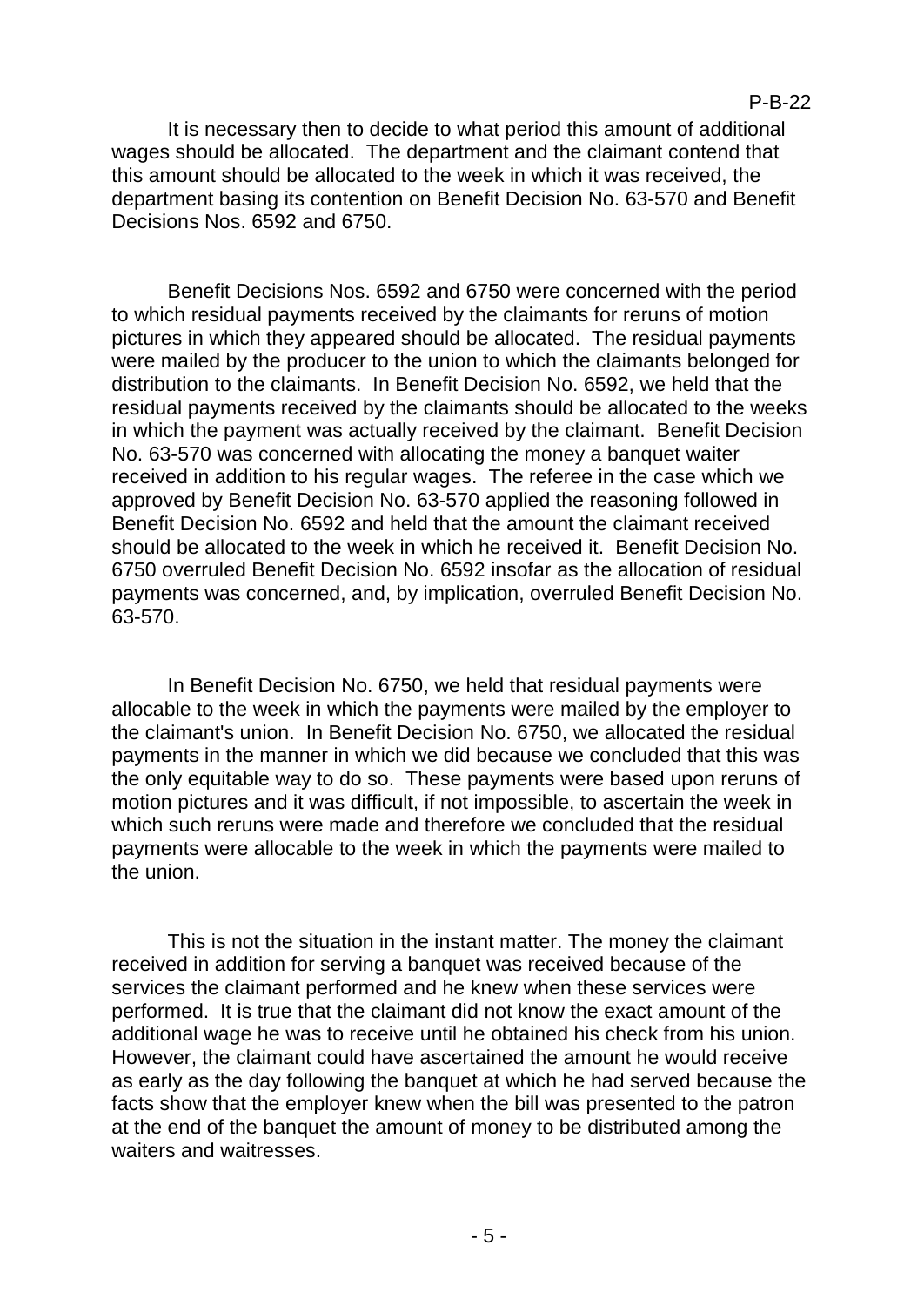It is necessary then to decide to what period this amount of additional wages should be allocated. The department and the claimant contend that this amount should be allocated to the week in which it was received, the department basing its contention on Benefit Decision No. 63-570 and Benefit Decisions Nos. 6592 and 6750.

Benefit Decisions Nos. 6592 and 6750 were concerned with the period to which residual payments received by the claimants for reruns of motion pictures in which they appeared should be allocated. The residual payments were mailed by the producer to the union to which the claimants belonged for distribution to the claimants. In Benefit Decision No. 6592, we held that the residual payments received by the claimants should be allocated to the weeks in which the payment was actually received by the claimant. Benefit Decision No. 63-570 was concerned with allocating the money a banquet waiter received in addition to his regular wages. The referee in the case which we approved by Benefit Decision No. 63-570 applied the reasoning followed in Benefit Decision No. 6592 and held that the amount the claimant received should be allocated to the week in which he received it. Benefit Decision No. 6750 overruled Benefit Decision No. 6592 insofar as the allocation of residual payments was concerned, and, by implication, overruled Benefit Decision No. 63-570.

In Benefit Decision No. 6750, we held that residual payments were allocable to the week in which the payments were mailed by the employer to the claimant's union. In Benefit Decision No. 6750, we allocated the residual payments in the manner in which we did because we concluded that this was the only equitable way to do so. These payments were based upon reruns of motion pictures and it was difficult, if not impossible, to ascertain the week in which such reruns were made and therefore we concluded that the residual payments were allocable to the week in which the payments were mailed to the union.

This is not the situation in the instant matter. The money the claimant received in addition for serving a banquet was received because of the services the claimant performed and he knew when these services were performed. It is true that the claimant did not know the exact amount of the additional wage he was to receive until he obtained his check from his union. However, the claimant could have ascertained the amount he would receive as early as the day following the banquet at which he had served because the facts show that the employer knew when the bill was presented to the patron at the end of the banquet the amount of money to be distributed among the waiters and waitresses.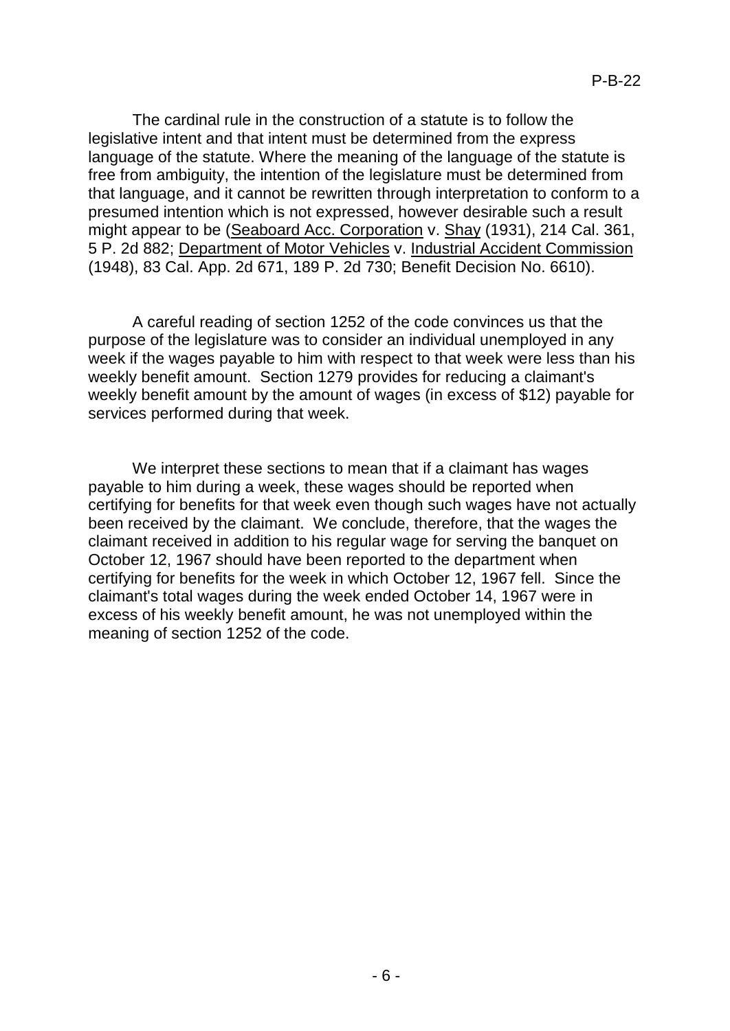The cardinal rule in the construction of a statute is to follow the legislative intent and that intent must be determined from the express language of the statute. Where the meaning of the language of the statute is free from ambiguity, the intention of the legislature must be determined from that language, and it cannot be rewritten through interpretation to conform to a presumed intention which is not expressed, however desirable such a result might appear to be (Seaboard Acc. Corporation v. Shay (1931), 214 Cal. 361, 5 P. 2d 882; Department of Motor Vehicles v. Industrial Accident Commission (1948), 83 Cal. App. 2d 671, 189 P. 2d 730; Benefit Decision No. 6610).

A careful reading of section 1252 of the code convinces us that the purpose of the legislature was to consider an individual unemployed in any week if the wages payable to him with respect to that week were less than his weekly benefit amount. Section 1279 provides for reducing a claimant's weekly benefit amount by the amount of wages (in excess of $12) payable for services performed during that week.

We interpret these sections to mean that if a claimant has wages payable to him during a week, these wages should be reported when certifying for benefits for that week even though such wages have not actually been received by the claimant. We conclude, therefore, that the wages the claimant received in addition to his regular wage for serving the banquet on October 12, 1967 should have been reported to the department when certifying for benefits for the week in which October 12, 1967 fell. Since the claimant's total wages during the week ended October 14, 1967 were in excess of his weekly benefit amount, he was not unemployed within the meaning of section 1252 of the code.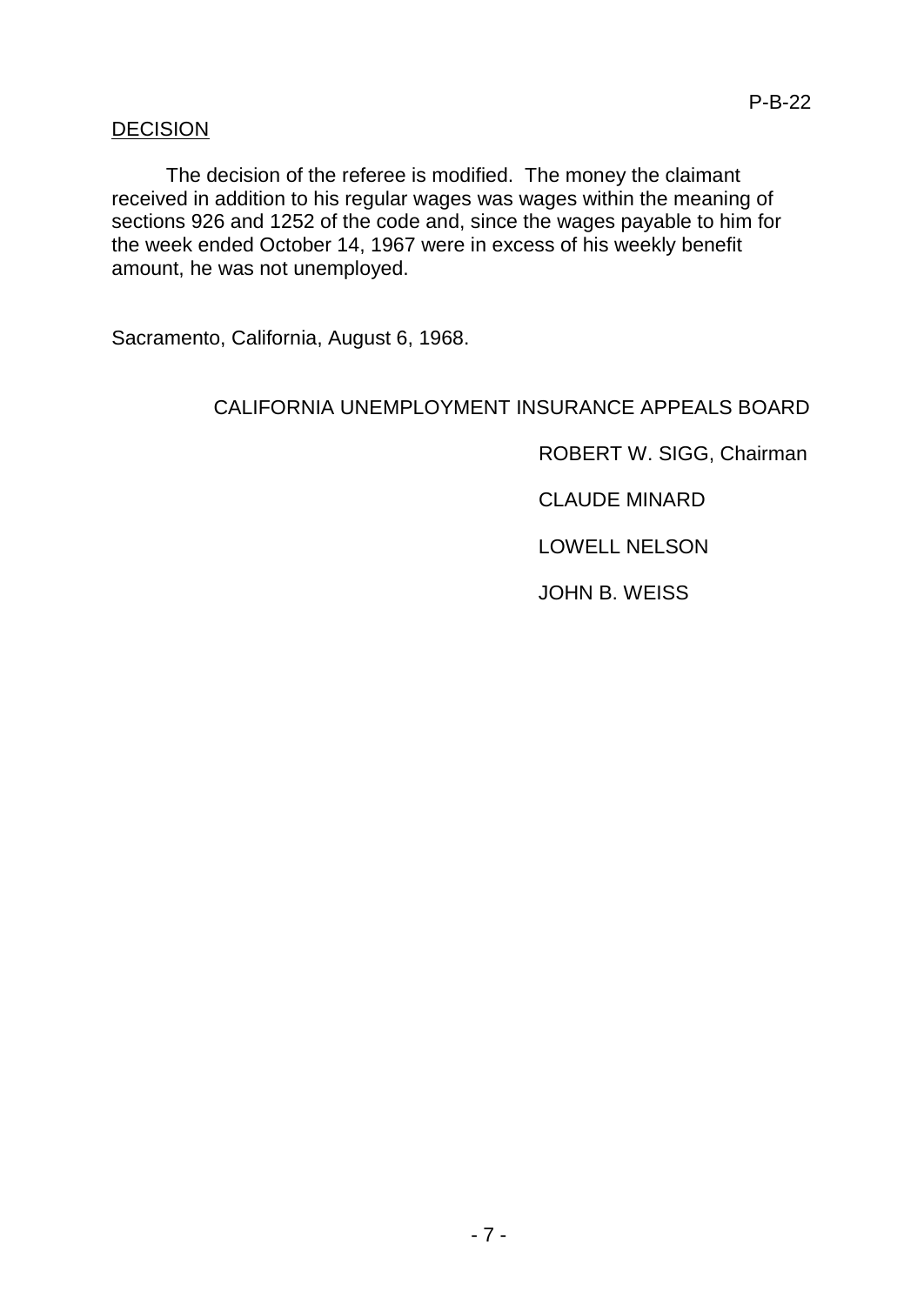P-B-22

DECISION

The decision of the referee is modified. The money the claimant received in addition to his regular wages was wages within the meaning of sections 926 and 1252 of the code and, since the wages payable to him for the week ended October 14, 1967 were in excess of his weekly benefit amount, he was not unemployed.

Sacramento, California, August 6, 1968.

CALIFORNIA UNEMPLOYMENT INSURANCE APPEALS BOARD

ROBERT W. SIGG, Chairman

CLAUDE MINARD

LOWELL NELSON

JOHN B. WEISS